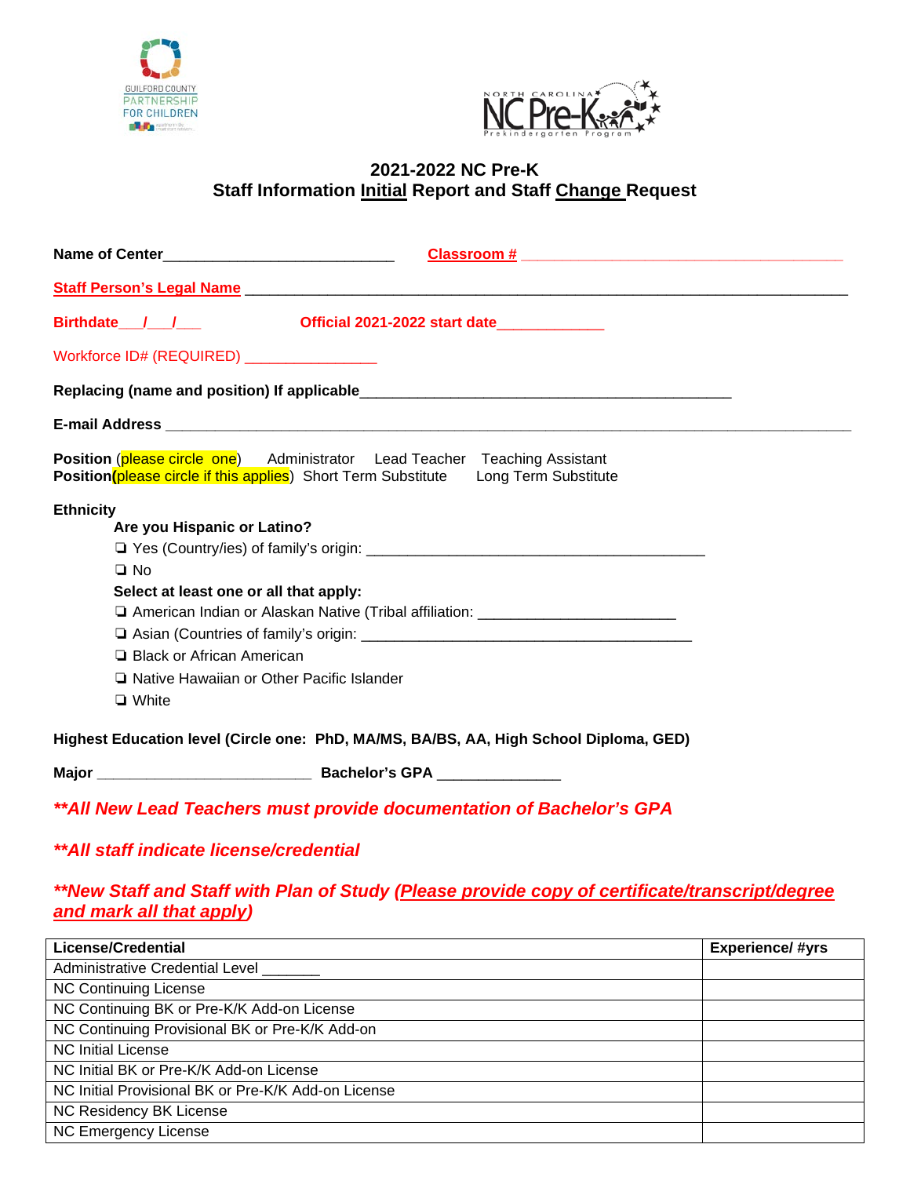## 2021-2022 NC Pre-K
## Staff Information Initial Report and Staff Change Request

**Name of Center**____________________________ **Classroom #** _______________________________________

**Staff Person's Legal Name** ________________________________________________________________________

**Birthdate**___/___/___ **Official 2021-2022 start date**_____________

Workforce ID# (REQUIRED) ________________

**Replacing (name and position) If applicable**_______________________________________________

**E-mail Address** ____________________________________________________________________________

**Position** (please circle one) Administrator Lead Teacher Teaching Assistant
**Position**(please circle if this applies) Short Term Substitute Long Term Substitute

**Ethnicity**

**Are you Hispanic or Latino?**

- ❏ Yes (Country/ies) of family's origin: __________________________________________
- ❏ No

**Select at least one or all that apply:**

- ❏ American Indian or Alaskan Native (Tribal affiliation: ________________________
- ❏ Asian (Countries of family's origin: _________________________________________
- ❏ Black or African American
- ❏ Native Hawaiian or Other Pacific Islander
- ❏ White

**Highest Education level (Circle one: PhD, MA/MS, BA/BS, AA, High School Diploma, GED)**

**Major** ___________________________ **Bachelor's GPA** _______________

***\*\*All New Lead Teachers must provide documentation of Bachelor's GPA***

***\*\*All staff indicate license/credential***

***\*\*New Staff and Staff with Plan of Study (Please provide copy of certificate/transcript/degree and mark all that apply)***

| License/Credential | Experience/ #yrs |
|---|---|
| Administrative Credential Level _______ | |
| NC Continuing License | |
| NC Continuing BK or Pre-K/K Add-on License | |
| NC Continuing Provisional BK or Pre-K/K Add-on | |
| NC Initial License | |
| NC Initial BK or Pre-K/K Add-on License | |
| NC Initial Provisional BK or Pre-K/K Add-on License | |
| NC Residency BK License | |
| NC Emergency License | |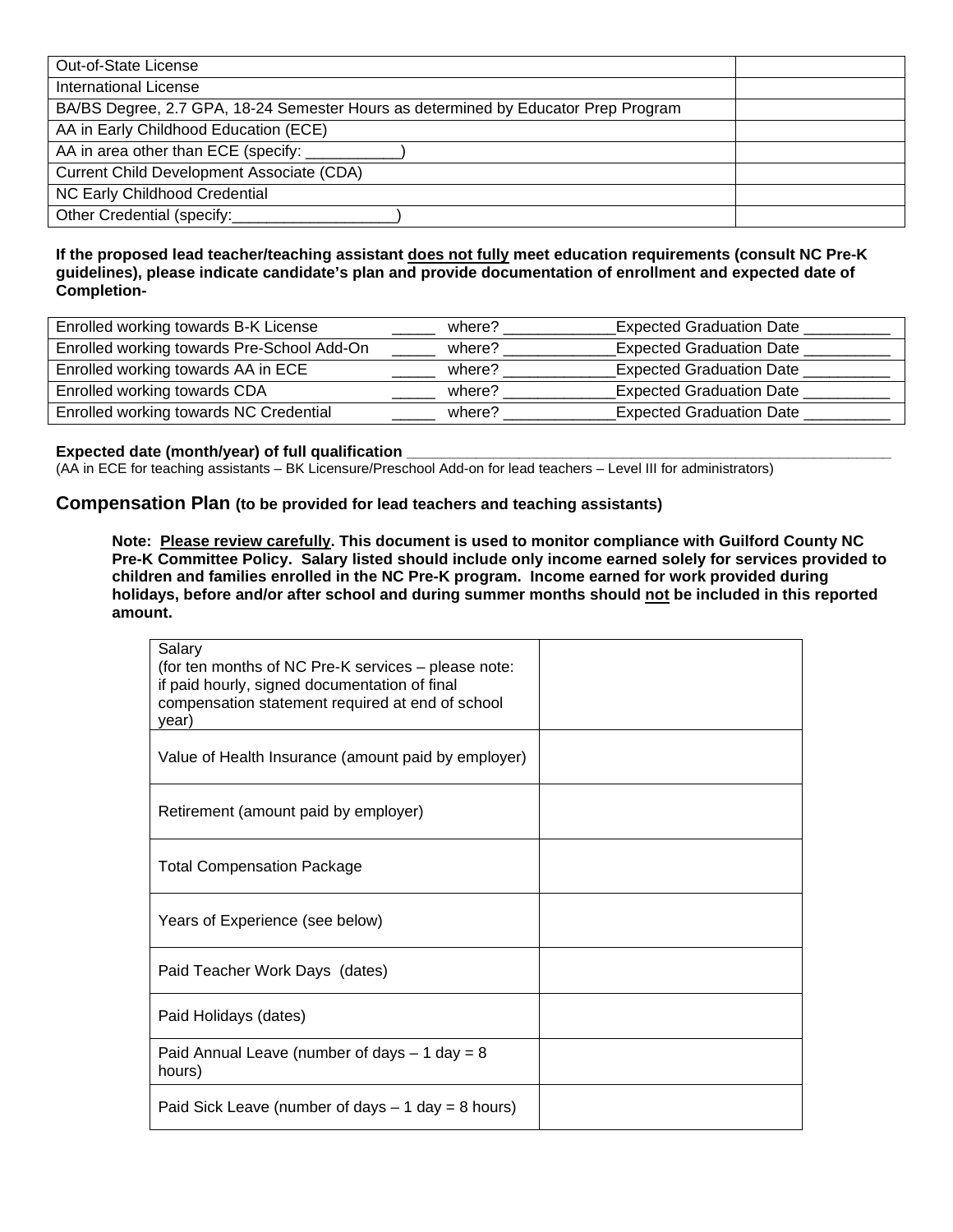| | |
|---|---|
| Out-of-State License | |
| International License | |
| BA/BS Degree, 2.7 GPA, 18-24 Semester Hours as determined by Educator Prep Program | |
| AA in Early Childhood Education (ECE) | |
| AA in area other than ECE (specify: ___________) | |
| Current Child Development Associate (CDA) | |
| NC Early Childhood Credential | |
| Other Credential (specify:___________________) | |

**If the proposed lead teacher/teaching assistant <u>does not fully</u> meet education requirements (consult NC Pre-K guidelines), please indicate candidate's plan and provide documentation of enrollment and expected date of Completion-**

| | | | |
|---|---|---|---|
| Enrolled working towards B-K License | _____ | where? _____________ | Expected Graduation Date __________ |
| Enrolled working towards Pre-School Add-On | _____ | where? _____________ | Expected Graduation Date __________ |
| Enrolled working towards AA in ECE | _____ | where? _____________ | Expected Graduation Date __________ |
| Enrolled working towards CDA | _____ | where? _____________ | Expected Graduation Date __________ |
| Enrolled working towards NC Credential | _____ | where? _____________ | Expected Graduation Date __________ |

**Expected date (month/year) of full qualification** _______________________________________________

(AA in ECE for teaching assistants – BK Licensure/Preschool Add-on for lead teachers – Level III for administrators)

## Compensation Plan (to be provided for lead teachers and teaching assistants)

**Note: <u>Please review carefully</u>. This document is used to monitor compliance with Guilford County NC Pre-K Committee Policy. Salary listed should include only income earned solely for services provided to children and families enrolled in the NC Pre-K program. Income earned for work provided during holidays, before and/or after school and during summer months should <u>not</u> be included in this reported amount.**

| | |
|---|---|
| Salary (for ten months of NC Pre-K services – please note: if paid hourly, signed documentation of final compensation statement required at end of school year) | |
| Value of Health Insurance (amount paid by employer) | |
| Retirement (amount paid by employer) | |
| Total Compensation Package | |
| Years of Experience (see below) | |
| Paid Teacher Work Days (dates) | |
| Paid Holidays (dates) | |
| Paid Annual Leave (number of days – 1 day = 8 hours) | |
| Paid Sick Leave (number of days – 1 day = 8 hours) | |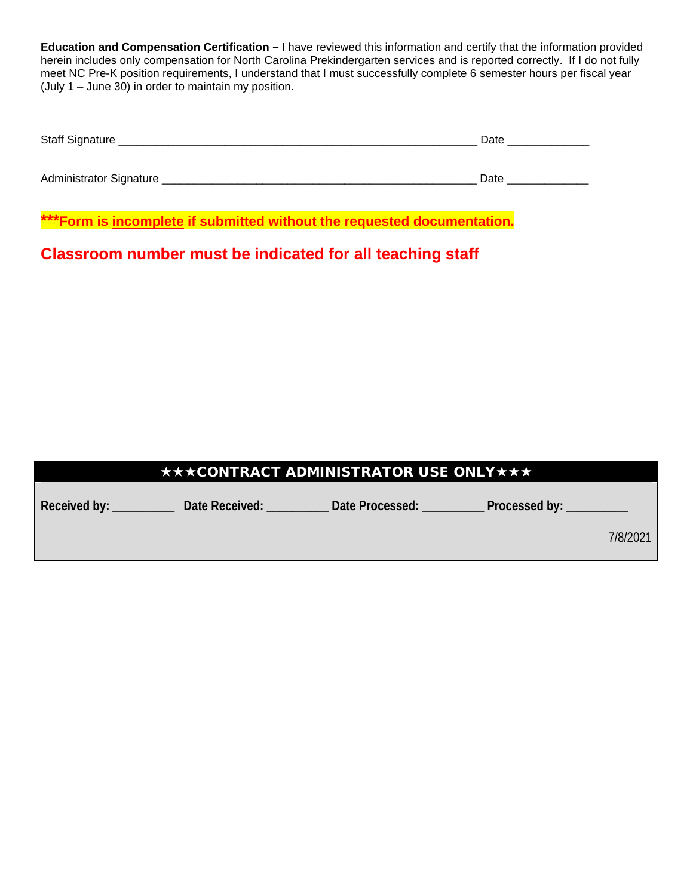**Education and Compensation Certification –** I have reviewed this information and certify that the information provided herein includes only compensation for North Carolina Prekindergarten services and is reported correctly. If I do not fully meet NC Pre-K position requirements, I understand that I must successfully complete 6 semester hours per fiscal year (July 1 – June 30) in order to maintain my position.

Staff Signature ___________________________________________________________ Date _____________

Administrator Signature ____________________________________________________ Date _____________

**\*\*\*Form is <u>incomplete</u> if submitted without the requested documentation.**

**Classroom number must be indicated for all teaching staff**

**★★★CONTRACT ADMINISTRATOR USE ONLY★★★**

**Received by:** __________ **Date Received:** __________ **Date Processed:** __________ **Processed by:** __________

7/8/2021